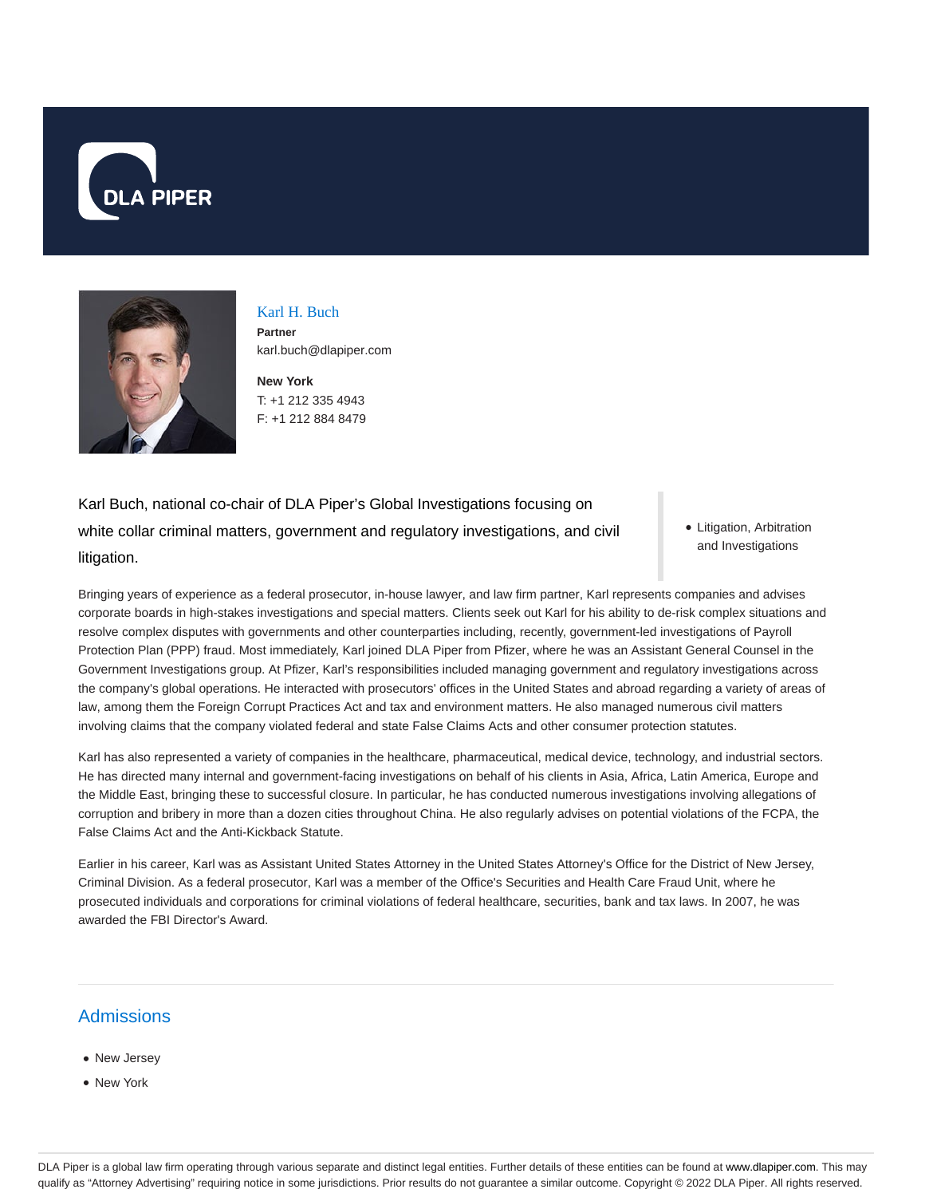# Karl H. Buch

**Partner**
karl.buch@dlapiper.com

**New York**
T: +1 212 335 4943
F: +1 212 884 8479

Karl Buch, national co-chair of DLA Piper's Global Investigations focusing on white collar criminal matters, government and regulatory investigations, and civil litigation.

- Litigation, Arbitration and Investigations

Bringing years of experience as a federal prosecutor, in-house lawyer, and law firm partner, Karl represents companies and advises corporate boards in high-stakes investigations and special matters. Clients seek out Karl for his ability to de-risk complex situations and resolve complex disputes with governments and other counterparties including, recently, government-led investigations of Payroll Protection Plan (PPP) fraud. Most immediately, Karl joined DLA Piper from Pfizer, where he was an Assistant General Counsel in the Government Investigations group. At Pfizer, Karl's responsibilities included managing government and regulatory investigations across the company's global operations. He interacted with prosecutors' offices in the United States and abroad regarding a variety of areas of law, among them the Foreign Corrupt Practices Act and tax and environment matters. He also managed numerous civil matters involving claims that the company violated federal and state False Claims Acts and other consumer protection statutes.

Karl has also represented a variety of companies in the healthcare, pharmaceutical, medical device, technology, and industrial sectors. He has directed many internal and government-facing investigations on behalf of his clients in Asia, Africa, Latin America, Europe and the Middle East, bringing these to successful closure. In particular, he has conducted numerous investigations involving allegations of corruption and bribery in more than a dozen cities throughout China. He also regularly advises on potential violations of the FCPA, the False Claims Act and the Anti-Kickback Statute.

Earlier in his career, Karl was as Assistant United States Attorney in the United States Attorney's Office for the District of New Jersey, Criminal Division. As a federal prosecutor, Karl was a member of the Office's Securities and Health Care Fraud Unit, where he prosecuted individuals and corporations for criminal violations of federal healthcare, securities, bank and tax laws. In 2007, he was awarded the FBI Director's Award.

## Admissions

- New Jersey
- New York

DLA Piper is a global law firm operating through various separate and distinct legal entities. Further details of these entities can be found at www.dlapiper.com. This may qualify as "Attorney Advertising" requiring notice in some jurisdictions. Prior results do not guarantee a similar outcome. Copyright © 2022 DLA Piper. All rights reserved.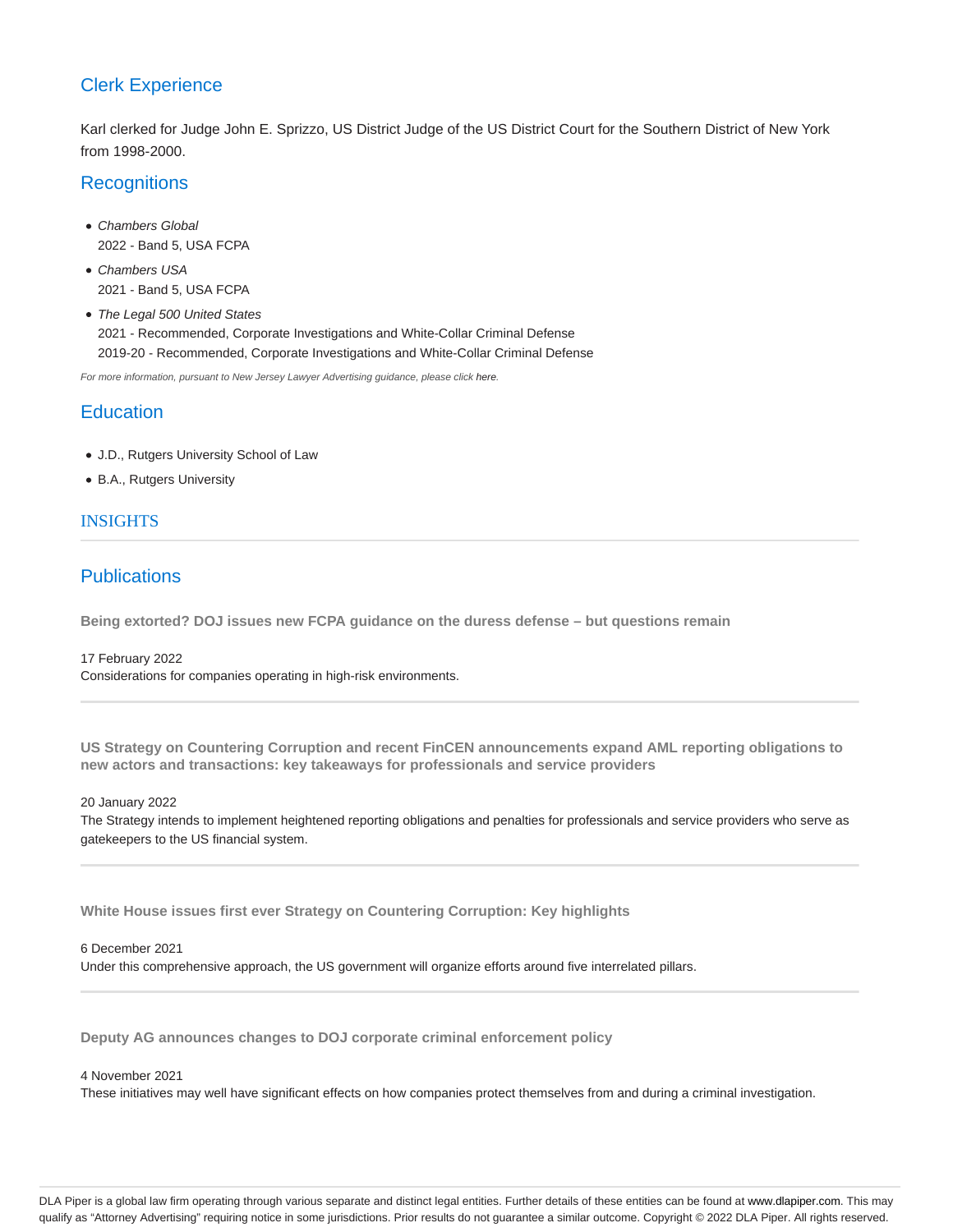## Clerk Experience

Karl clerked for Judge John E. Sprizzo, US District Judge of the US District Court for the Southern District of New York from 1998-2000.

## Recognitions

- *Chambers Global*
  2022 - Band 5, USA FCPA
- *Chambers USA*
  2021 - Band 5, USA FCPA
- *The Legal 500 United States*
  2021 - Recommended, Corporate Investigations and White-Collar Criminal Defense
  2019-20 - Recommended, Corporate Investigations and White-Collar Criminal Defense

*For more information, pursuant to New Jersey Lawyer Advertising guidance, please click here.*

## Education

- J.D., Rutgers University School of Law
- B.A., Rutgers University

## INSIGHTS

## Publications

**Being extorted? DOJ issues new FCPA guidance on the duress defense – but questions remain**

17 February 2022
Considerations for companies operating in high-risk environments.

**US Strategy on Countering Corruption and recent FinCEN announcements expand AML reporting obligations to new actors and transactions: key takeaways for professionals and service providers**

20 January 2022
The Strategy intends to implement heightened reporting obligations and penalties for professionals and service providers who serve as gatekeepers to the US financial system.

**White House issues first ever Strategy on Countering Corruption: Key highlights**

6 December 2021
Under this comprehensive approach, the US government will organize efforts around five interrelated pillars.

**Deputy AG announces changes to DOJ corporate criminal enforcement policy**

4 November 2021
These initiatives may well have significant effects on how companies protect themselves from and during a criminal investigation.

DLA Piper is a global law firm operating through various separate and distinct legal entities. Further details of these entities can be found at www.dlapiper.com. This may qualify as "Attorney Advertising" requiring notice in some jurisdictions. Prior results do not guarantee a similar outcome. Copyright © 2022 DLA Piper. All rights reserved.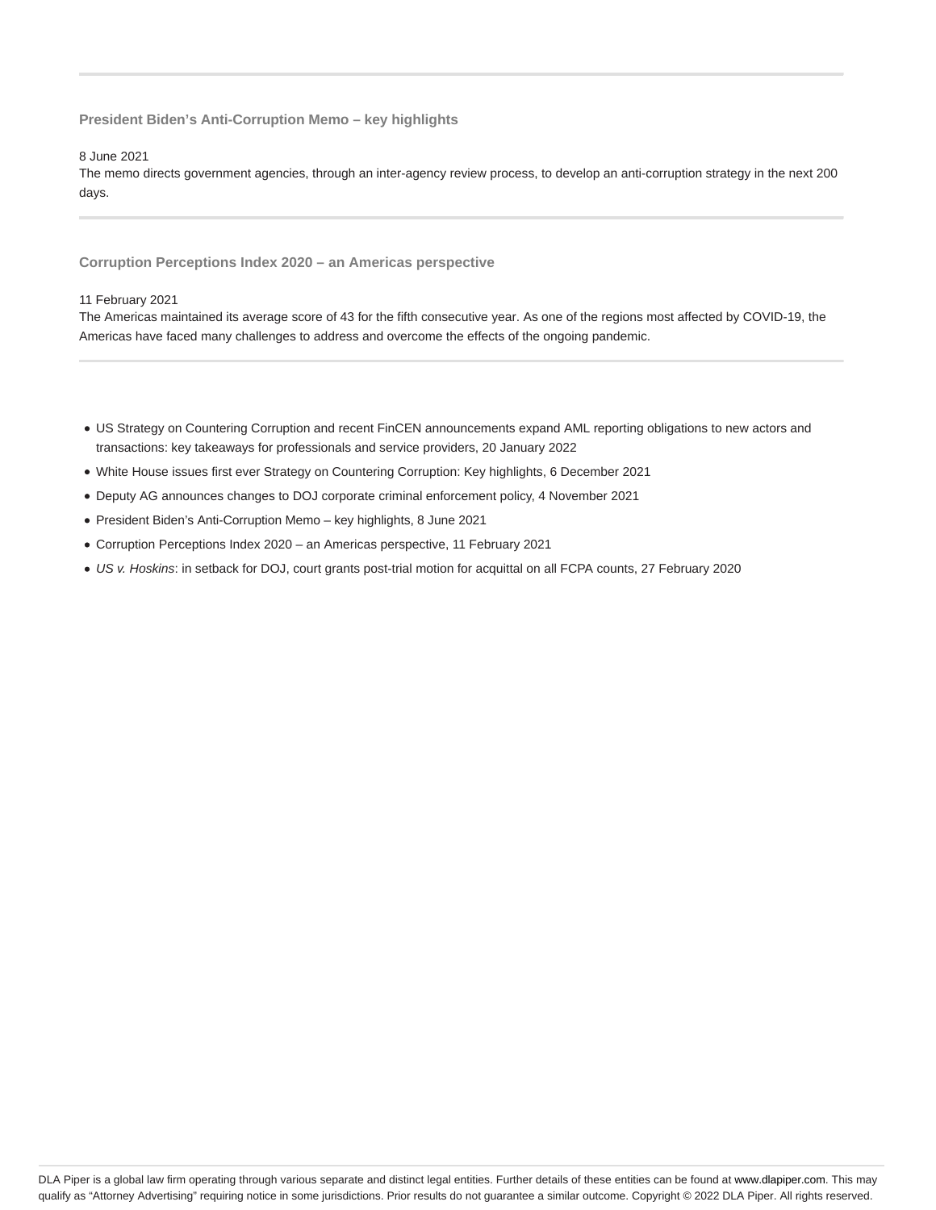### President Biden's Anti-Corruption Memo – key highlights

8 June 2021

The memo directs government agencies, through an inter-agency review process, to develop an anti-corruption strategy in the next 200 days.

### Corruption Perceptions Index 2020 – an Americas perspective

11 February 2021

The Americas maintained its average score of 43 for the fifth consecutive year. As one of the regions most affected by COVID-19, the Americas have faced many challenges to address and overcome the effects of the ongoing pandemic.

- US Strategy on Countering Corruption and recent FinCEN announcements expand AML reporting obligations to new actors and transactions: key takeaways for professionals and service providers, 20 January 2022
- White House issues first ever Strategy on Countering Corruption: Key highlights, 6 December 2021
- Deputy AG announces changes to DOJ corporate criminal enforcement policy, 4 November 2021
- President Biden's Anti-Corruption Memo – key highlights, 8 June 2021
- Corruption Perceptions Index 2020 – an Americas perspective, 11 February 2021
- *US v. Hoskins*: in setback for DOJ, court grants post-trial motion for acquittal on all FCPA counts, 27 February 2020

DLA Piper is a global law firm operating through various separate and distinct legal entities. Further details of these entities can be found at www.dlapiper.com. This may qualify as "Attorney Advertising" requiring notice in some jurisdictions. Prior results do not guarantee a similar outcome. Copyright © 2022 DLA Piper. All rights reserved.